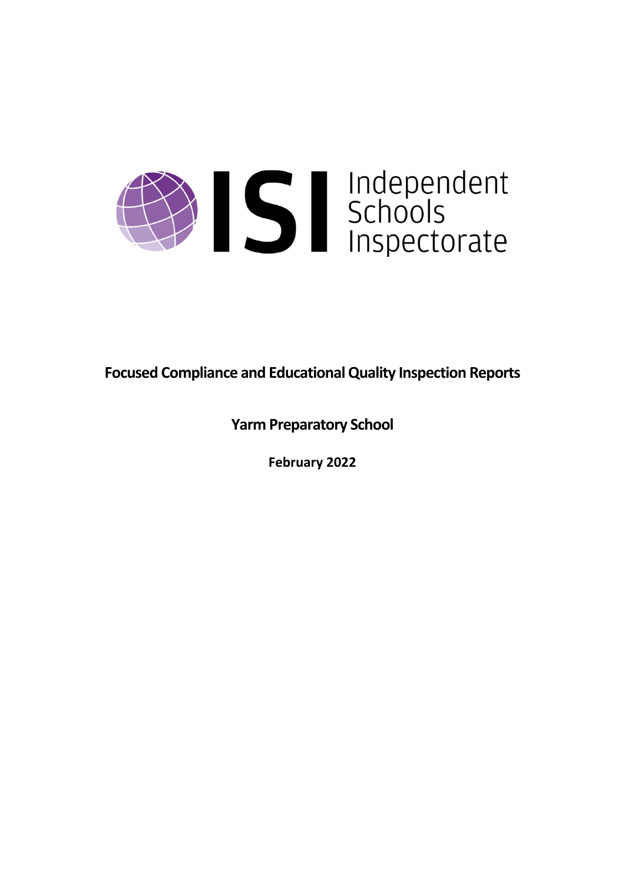ISI Independent Schools Inspectorate

**Focused Compliance and Educational Quality Inspection Reports**

**Yarm Preparatory School**

**February 2022**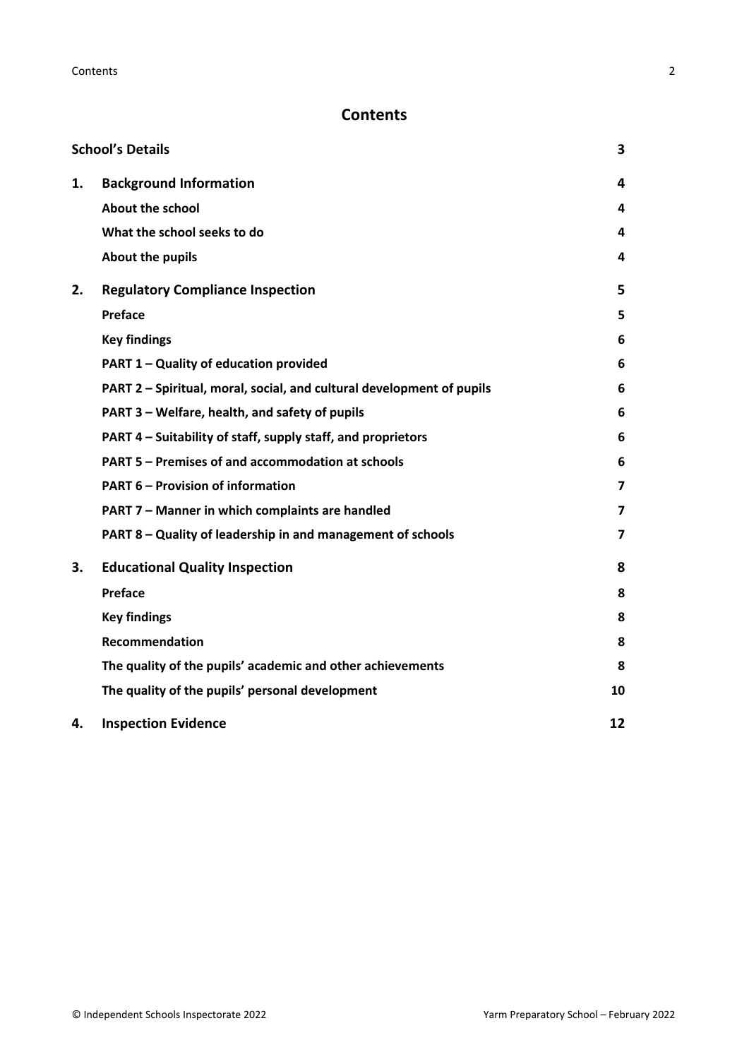# Contents

| | | |
|---|---|---|
| **School's Details** | | **3** |
| **1.** | **Background Information** | **4** |
| | **About the school** | **4** |
| | **What the school seeks to do** | **4** |
| | **About the pupils** | **4** |
| **2.** | **Regulatory Compliance Inspection** | **5** |
| | **Preface** | **5** |
| | **Key findings** | **6** |
| | **PART 1 – Quality of education provided** | **6** |
| | **PART 2 – Spiritual, moral, social, and cultural development of pupils** | **6** |
| | **PART 3 – Welfare, health, and safety of pupils** | **6** |
| | **PART 4 – Suitability of staff, supply staff, and proprietors** | **6** |
| | **PART 5 – Premises of and accommodation at schools** | **6** |
| | **PART 6 – Provision of information** | **7** |
| | **PART 7 – Manner in which complaints are handled** | **7** |
| | **PART 8 – Quality of leadership in and management of schools** | **7** |
| **3.** | **Educational Quality Inspection** | **8** |
| | **Preface** | **8** |
| | **Key findings** | **8** |
| | **Recommendation** | **8** |
| | **The quality of the pupils' academic and other achievements** | **8** |
| | **The quality of the pupils' personal development** | **10** |
| **4.** | **Inspection Evidence** | **12** |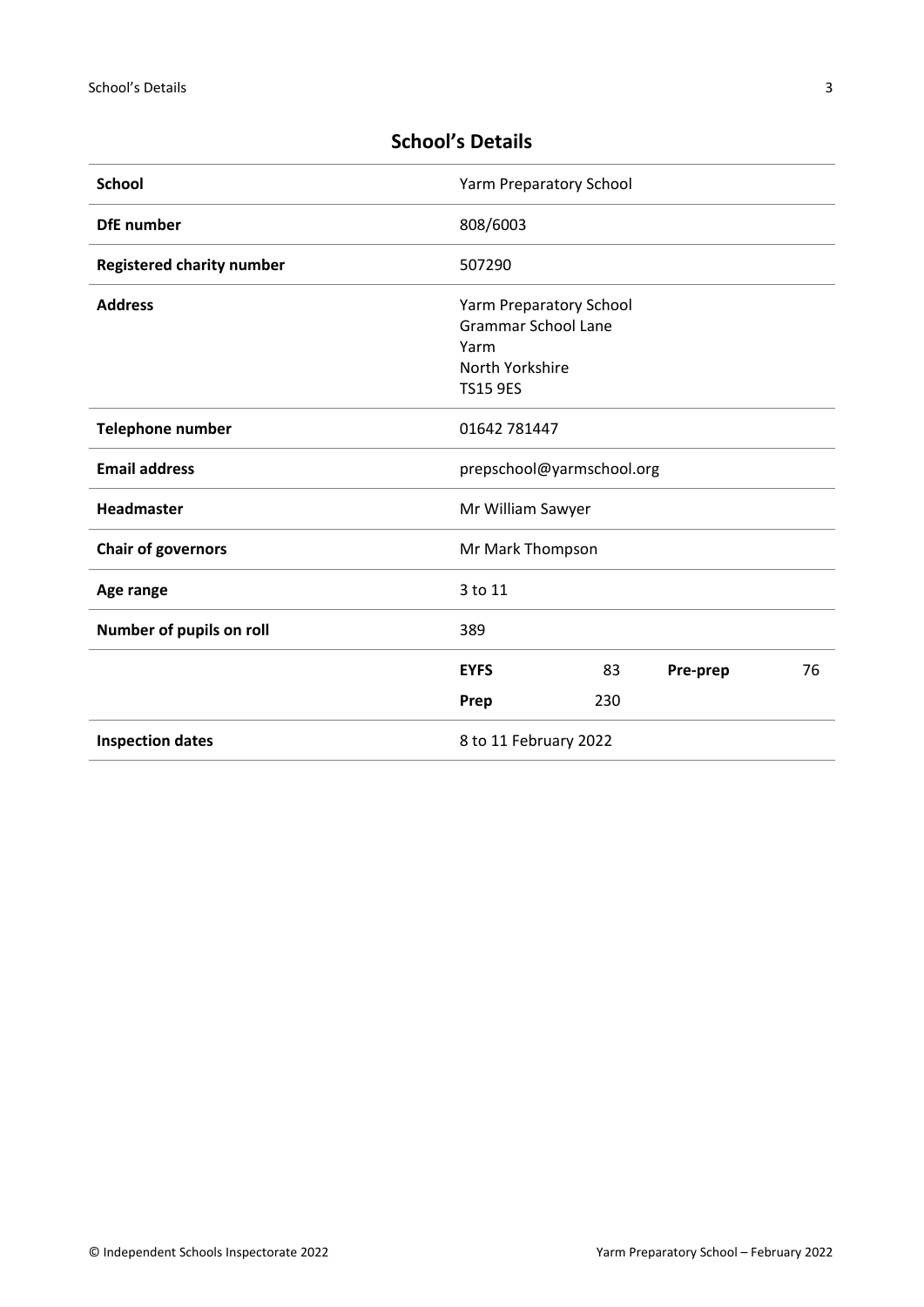## School's Details

| | | | | |
|---|---|---|---|---|
| **School** | Yarm Preparatory School | | | |
| **DfE number** | 808/6003 | | | |
| **Registered charity number** | 507290 | | | |
| **Address** | Yarm Preparatory School<br>Grammar School Lane<br>Yarm<br>North Yorkshire<br>TS15 9ES | | | |
| **Telephone number** | 01642 781447 | | | |
| **Email address** | prepschool@yarmschool.org | | | |
| **Headmaster** | Mr William Sawyer | | | |
| **Chair of governors** | Mr Mark Thompson | | | |
| **Age range** | 3 to 11 | | | |
| **Number of pupils on roll** | 389 | | | |
| | **EYFS** | 83 | **Pre-prep** | 76 |
| | **Prep** | 230 | | |
| **Inspection dates** | 8 to 11 February 2022 | | | |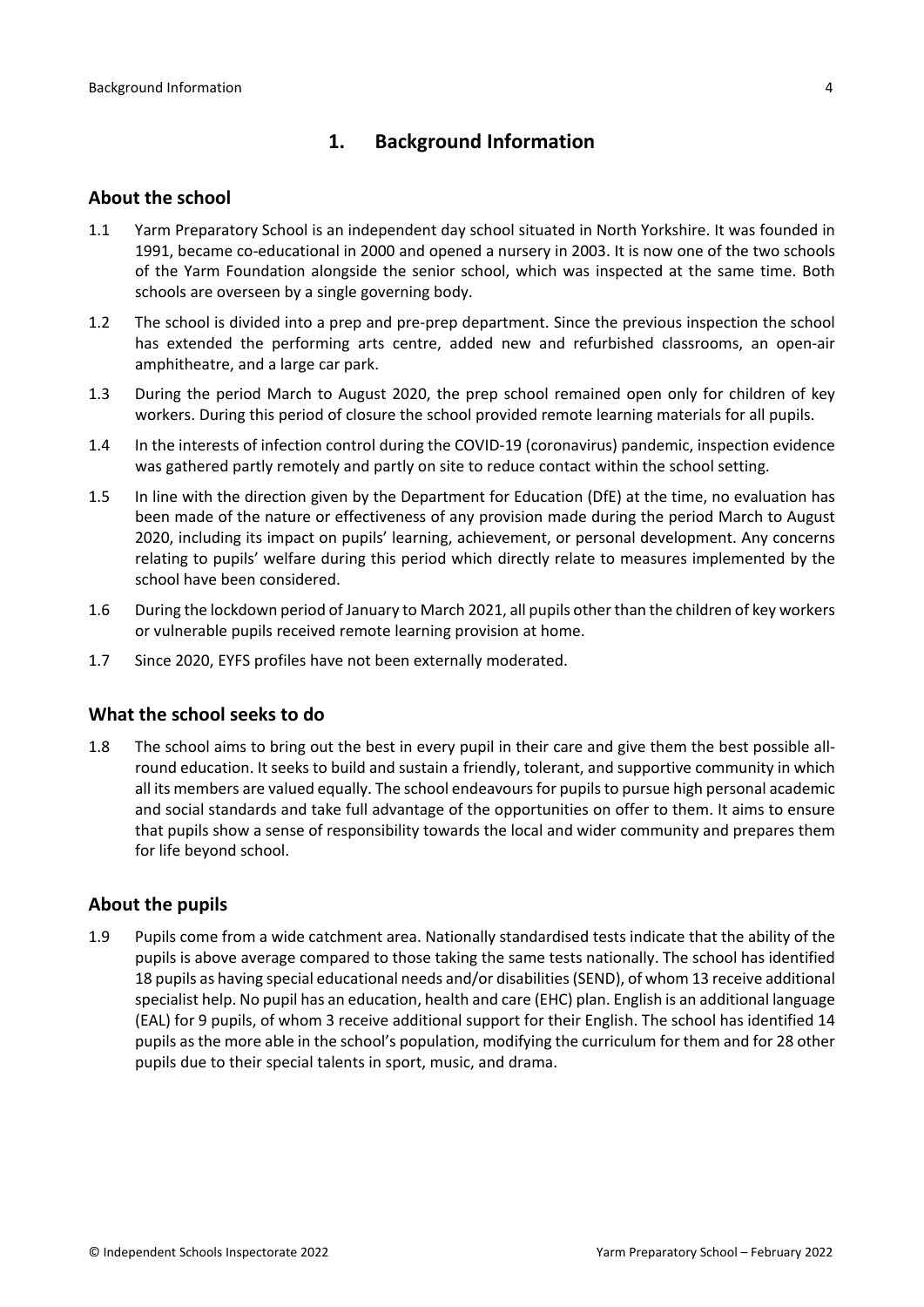## 1. Background Information

### About the school

1.1 Yarm Preparatory School is an independent day school situated in North Yorkshire. It was founded in 1991, became co-educational in 2000 and opened a nursery in 2003. It is now one of the two schools of the Yarm Foundation alongside the senior school, which was inspected at the same time. Both schools are overseen by a single governing body.

1.2 The school is divided into a prep and pre-prep department. Since the previous inspection the school has extended the performing arts centre, added new and refurbished classrooms, an open-air amphitheatre, and a large car park.

1.3 During the period March to August 2020, the prep school remained open only for children of key workers. During this period of closure the school provided remote learning materials for all pupils.

1.4 In the interests of infection control during the COVID-19 (coronavirus) pandemic, inspection evidence was gathered partly remotely and partly on site to reduce contact within the school setting.

1.5 In line with the direction given by the Department for Education (DfE) at the time, no evaluation has been made of the nature or effectiveness of any provision made during the period March to August 2020, including its impact on pupils' learning, achievement, or personal development. Any concerns relating to pupils' welfare during this period which directly relate to measures implemented by the school have been considered.

1.6 During the lockdown period of January to March 2021, all pupils other than the children of key workers or vulnerable pupils received remote learning provision at home.

1.7 Since 2020, EYFS profiles have not been externally moderated.

### What the school seeks to do

1.8 The school aims to bring out the best in every pupil in their care and give them the best possible all-round education. It seeks to build and sustain a friendly, tolerant, and supportive community in which all its members are valued equally. The school endeavours for pupils to pursue high personal academic and social standards and take full advantage of the opportunities on offer to them. It aims to ensure that pupils show a sense of responsibility towards the local and wider community and prepares them for life beyond school.

### About the pupils

1.9 Pupils come from a wide catchment area. Nationally standardised tests indicate that the ability of the pupils is above average compared to those taking the same tests nationally. The school has identified 18 pupils as having special educational needs and/or disabilities (SEND), of whom 13 receive additional specialist help. No pupil has an education, health and care (EHC) plan. English is an additional language (EAL) for 9 pupils, of whom 3 receive additional support for their English. The school has identified 14 pupils as the more able in the school's population, modifying the curriculum for them and for 28 other pupils due to their special talents in sport, music, and drama.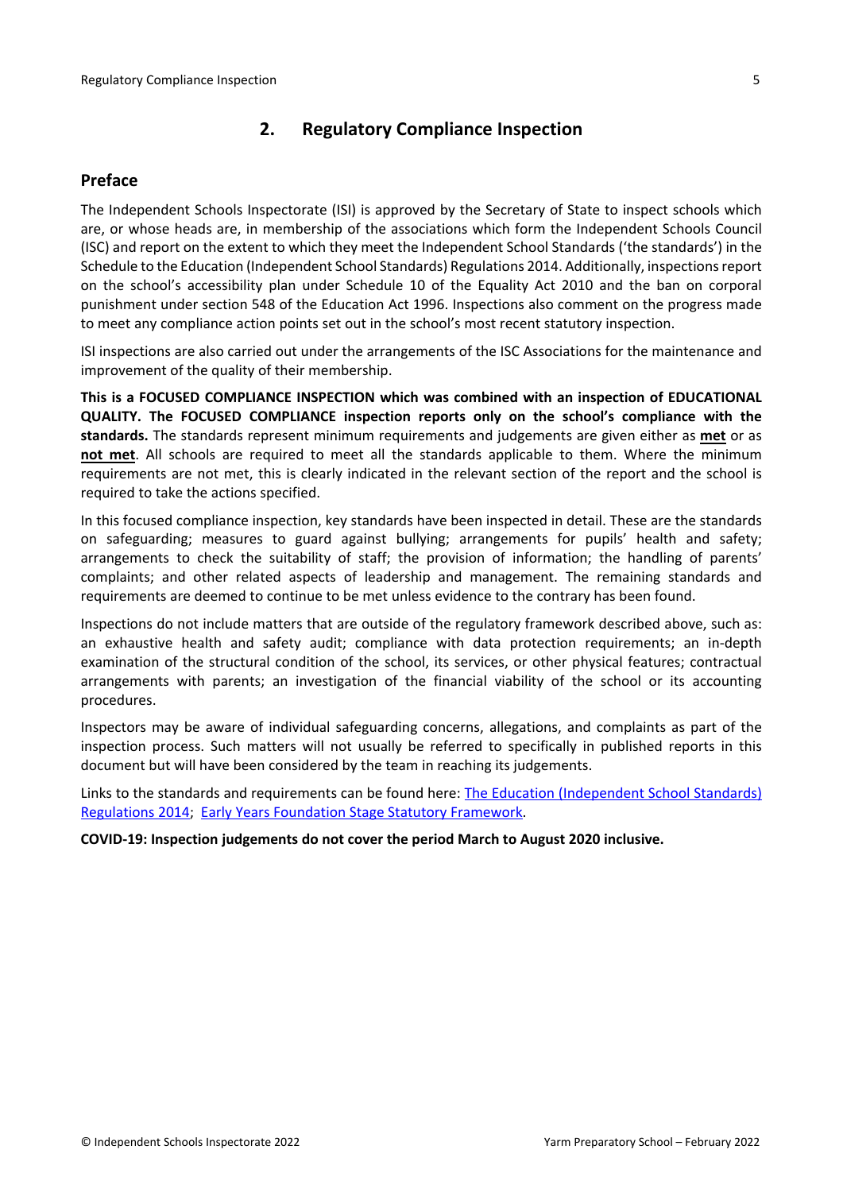## 2. Regulatory Compliance Inspection

### Preface

The Independent Schools Inspectorate (ISI) is approved by the Secretary of State to inspect schools which are, or whose heads are, in membership of the associations which form the Independent Schools Council (ISC) and report on the extent to which they meet the Independent School Standards ('the standards') in the Schedule to the Education (Independent School Standards) Regulations 2014. Additionally, inspections report on the school's accessibility plan under Schedule 10 of the Equality Act 2010 and the ban on corporal punishment under section 548 of the Education Act 1996. Inspections also comment on the progress made to meet any compliance action points set out in the school's most recent statutory inspection.

ISI inspections are also carried out under the arrangements of the ISC Associations for the maintenance and improvement of the quality of their membership.

**This is a FOCUSED COMPLIANCE INSPECTION which was combined with an inspection of EDUCATIONAL QUALITY. The FOCUSED COMPLIANCE inspection reports only on the school's compliance with the standards.** The standards represent minimum requirements and judgements are given either as **met** or as **not met**. All schools are required to meet all the standards applicable to them. Where the minimum requirements are not met, this is clearly indicated in the relevant section of the report and the school is required to take the actions specified.

In this focused compliance inspection, key standards have been inspected in detail. These are the standards on safeguarding; measures to guard against bullying; arrangements for pupils' health and safety; arrangements to check the suitability of staff; the provision of information; the handling of parents' complaints; and other related aspects of leadership and management. The remaining standards and requirements are deemed to continue to be met unless evidence to the contrary has been found.

Inspections do not include matters that are outside of the regulatory framework described above, such as: an exhaustive health and safety audit; compliance with data protection requirements; an in-depth examination of the structural condition of the school, its services, or other physical features; contractual arrangements with parents; an investigation of the financial viability of the school or its accounting procedures.

Inspectors may be aware of individual safeguarding concerns, allegations, and complaints as part of the inspection process. Such matters will not usually be referred to specifically in published reports in this document but will have been considered by the team in reaching its judgements.

Links to the standards and requirements can be found here: The Education (Independent School Standards) Regulations 2014; Early Years Foundation Stage Statutory Framework.

**COVID-19: Inspection judgements do not cover the period March to August 2020 inclusive.**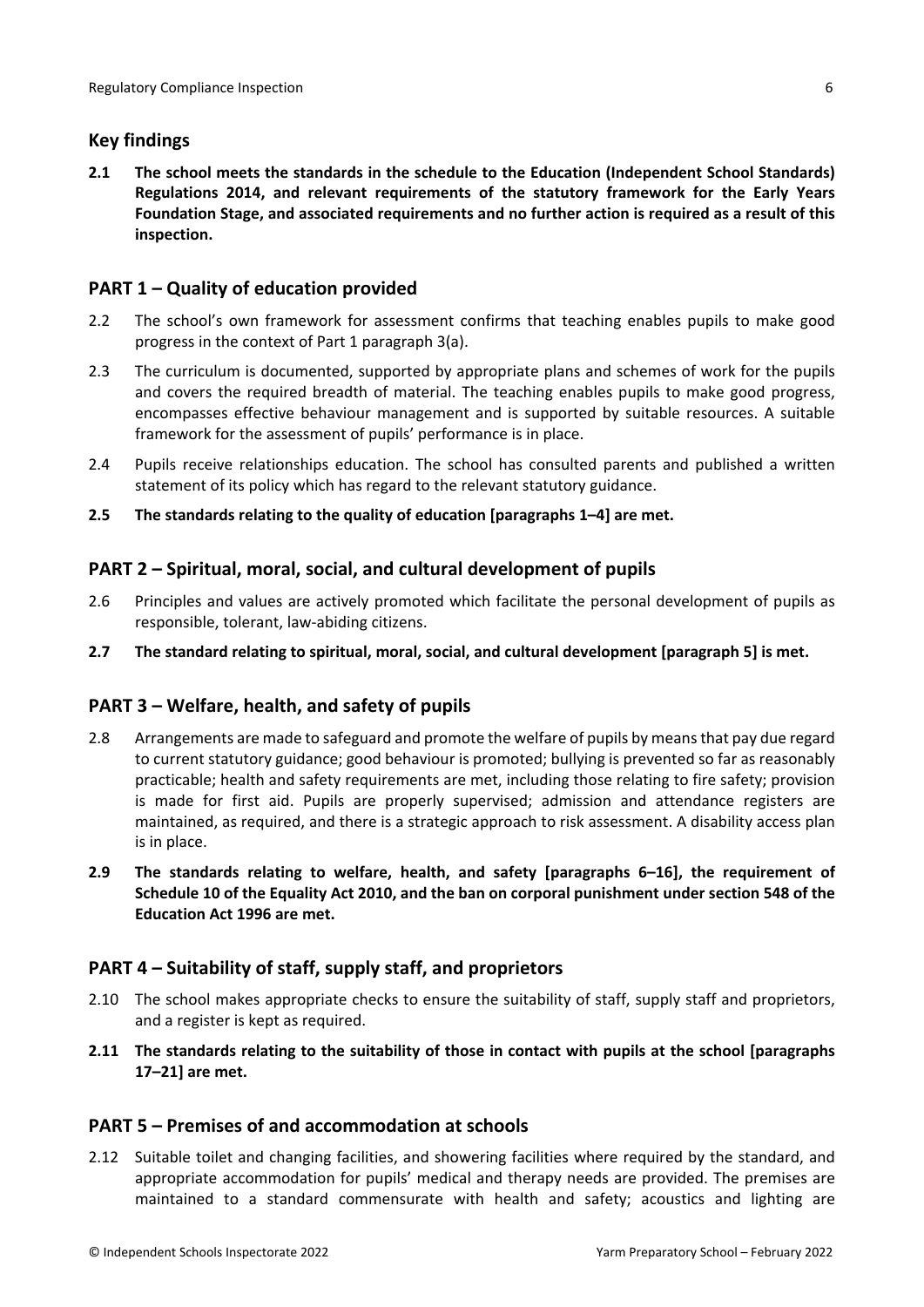## Key findings

**2.1 The school meets the standards in the schedule to the Education (Independent School Standards) Regulations 2014, and relevant requirements of the statutory framework for the Early Years Foundation Stage, and associated requirements and no further action is required as a result of this inspection.**

## PART 1 – Quality of education provided

2.2 The school's own framework for assessment confirms that teaching enables pupils to make good progress in the context of Part 1 paragraph 3(a).

2.3 The curriculum is documented, supported by appropriate plans and schemes of work for the pupils and covers the required breadth of material. The teaching enables pupils to make good progress, encompasses effective behaviour management and is supported by suitable resources. A suitable framework for the assessment of pupils' performance is in place.

2.4 Pupils receive relationships education. The school has consulted parents and published a written statement of its policy which has regard to the relevant statutory guidance.

**2.5 The standards relating to the quality of education [paragraphs 1–4] are met.**

## PART 2 – Spiritual, moral, social, and cultural development of pupils

2.6 Principles and values are actively promoted which facilitate the personal development of pupils as responsible, tolerant, law-abiding citizens.

**2.7 The standard relating to spiritual, moral, social, and cultural development [paragraph 5] is met.**

## PART 3 – Welfare, health, and safety of pupils

2.8 Arrangements are made to safeguard and promote the welfare of pupils by means that pay due regard to current statutory guidance; good behaviour is promoted; bullying is prevented so far as reasonably practicable; health and safety requirements are met, including those relating to fire safety; provision is made for first aid. Pupils are properly supervised; admission and attendance registers are maintained, as required, and there is a strategic approach to risk assessment. A disability access plan is in place.

**2.9 The standards relating to welfare, health, and safety [paragraphs 6–16], the requirement of Schedule 10 of the Equality Act 2010, and the ban on corporal punishment under section 548 of the Education Act 1996 are met.**

## PART 4 – Suitability of staff, supply staff, and proprietors

2.10 The school makes appropriate checks to ensure the suitability of staff, supply staff and proprietors, and a register is kept as required.

**2.11 The standards relating to the suitability of those in contact with pupils at the school [paragraphs 17–21] are met.**

## PART 5 – Premises of and accommodation at schools

2.12 Suitable toilet and changing facilities, and showering facilities where required by the standard, and appropriate accommodation for pupils' medical and therapy needs are provided. The premises are maintained to a standard commensurate with health and safety; acoustics and lighting are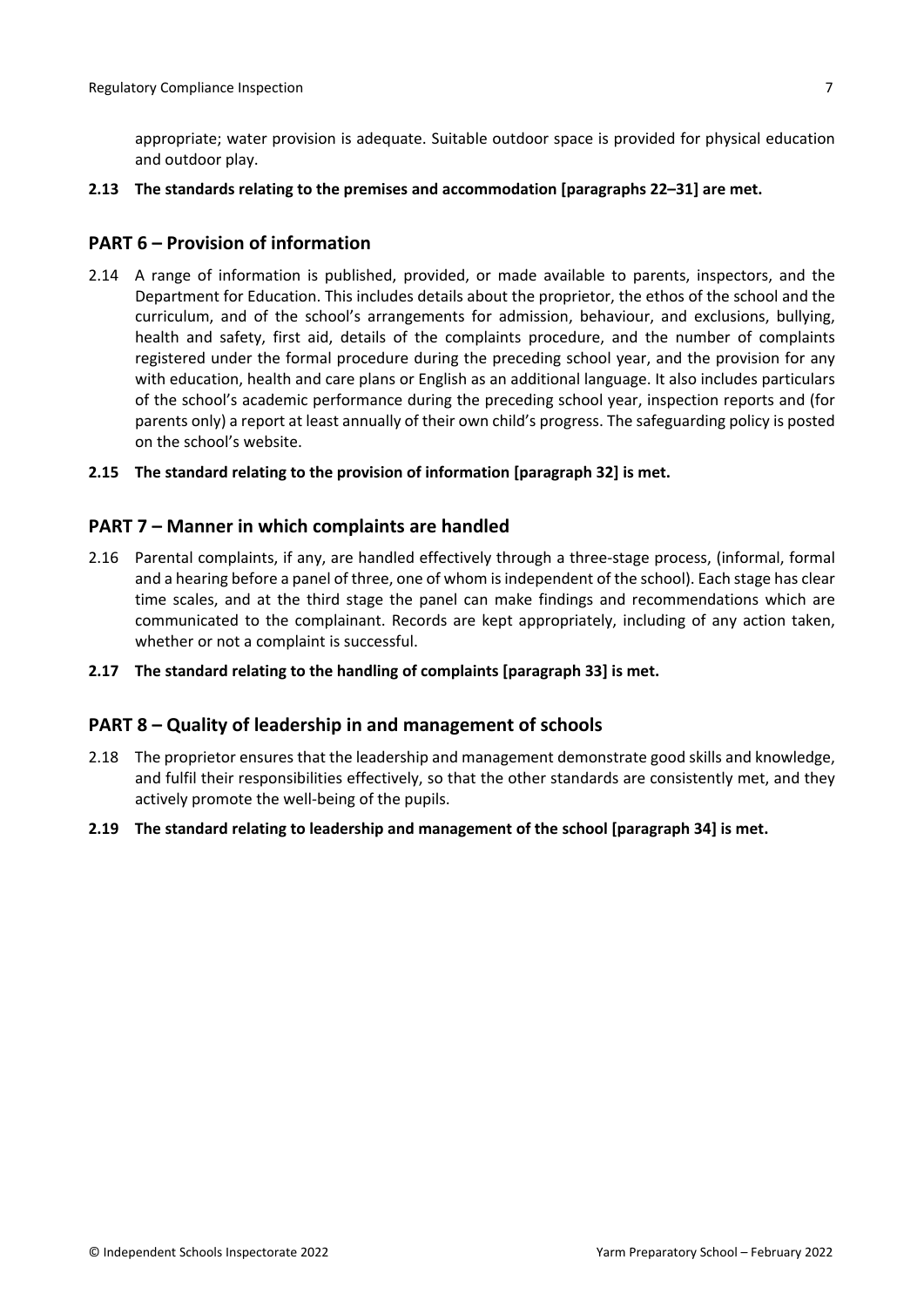appropriate; water provision is adequate. Suitable outdoor space is provided for physical education and outdoor play.

**2.13 The standards relating to the premises and accommodation [paragraphs 22–31] are met.**

## PART 6 – Provision of information

2.14 A range of information is published, provided, or made available to parents, inspectors, and the Department for Education. This includes details about the proprietor, the ethos of the school and the curriculum, and of the school's arrangements for admission, behaviour, and exclusions, bullying, health and safety, first aid, details of the complaints procedure, and the number of complaints registered under the formal procedure during the preceding school year, and the provision for any with education, health and care plans or English as an additional language. It also includes particulars of the school's academic performance during the preceding school year, inspection reports and (for parents only) a report at least annually of their own child's progress. The safeguarding policy is posted on the school's website.

**2.15 The standard relating to the provision of information [paragraph 32] is met.**

## PART 7 – Manner in which complaints are handled

2.16 Parental complaints, if any, are handled effectively through a three-stage process, (informal, formal and a hearing before a panel of three, one of whom is independent of the school). Each stage has clear time scales, and at the third stage the panel can make findings and recommendations which are communicated to the complainant. Records are kept appropriately, including of any action taken, whether or not a complaint is successful.

**2.17 The standard relating to the handling of complaints [paragraph 33] is met.**

## PART 8 – Quality of leadership in and management of schools

2.18 The proprietor ensures that the leadership and management demonstrate good skills and knowledge, and fulfil their responsibilities effectively, so that the other standards are consistently met, and they actively promote the well-being of the pupils.

**2.19 The standard relating to leadership and management of the school [paragraph 34] is met.**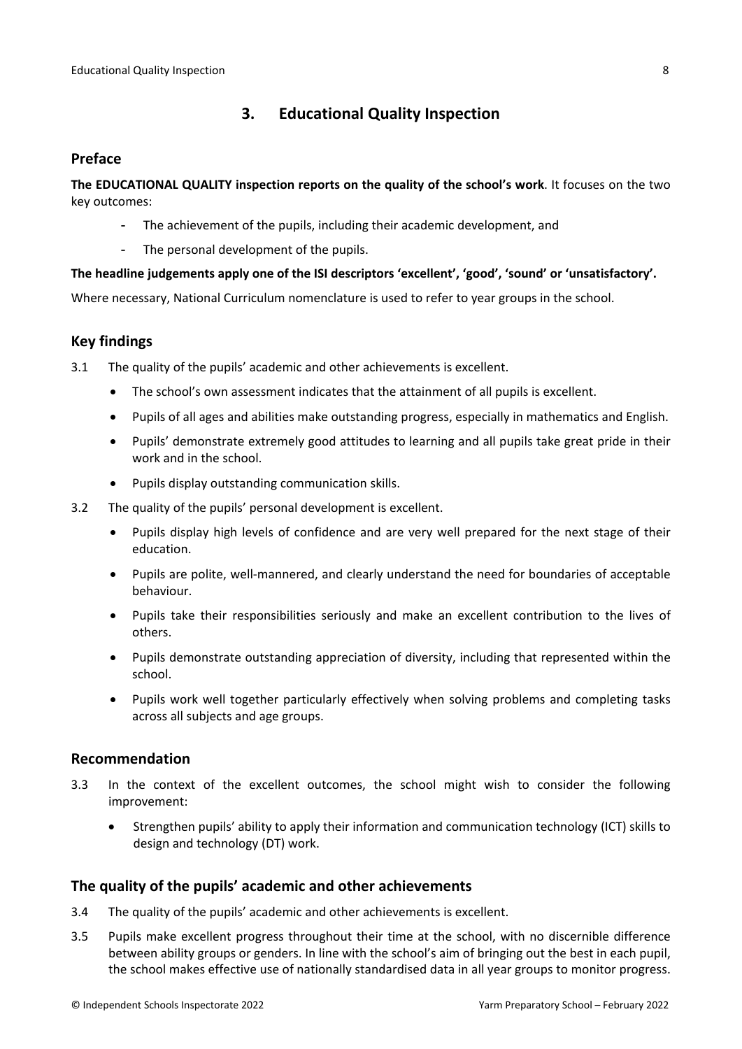## 3. Educational Quality Inspection

### Preface

**The EDUCATIONAL QUALITY inspection reports on the quality of the school's work**. It focuses on the two key outcomes:

- The achievement of the pupils, including their academic development, and
- The personal development of the pupils.

**The headline judgements apply one of the ISI descriptors 'excellent', 'good', 'sound' or 'unsatisfactory'.**

Where necessary, National Curriculum nomenclature is used to refer to year groups in the school.

### Key findings

3.1 The quality of the pupils' academic and other achievements is excellent.

- The school's own assessment indicates that the attainment of all pupils is excellent.
- Pupils of all ages and abilities make outstanding progress, especially in mathematics and English.
- Pupils' demonstrate extremely good attitudes to learning and all pupils take great pride in their work and in the school.
- Pupils display outstanding communication skills.

3.2 The quality of the pupils' personal development is excellent.

- Pupils display high levels of confidence and are very well prepared for the next stage of their education.
- Pupils are polite, well-mannered, and clearly understand the need for boundaries of acceptable behaviour.
- Pupils take their responsibilities seriously and make an excellent contribution to the lives of others.
- Pupils demonstrate outstanding appreciation of diversity, including that represented within the school.
- Pupils work well together particularly effectively when solving problems and completing tasks across all subjects and age groups.

### Recommendation

3.3 In the context of the excellent outcomes, the school might wish to consider the following improvement:

- Strengthen pupils' ability to apply their information and communication technology (ICT) skills to design and technology (DT) work.

### The quality of the pupils' academic and other achievements

3.4 The quality of the pupils' academic and other achievements is excellent.

3.5 Pupils make excellent progress throughout their time at the school, with no discernible difference between ability groups or genders. In line with the school's aim of bringing out the best in each pupil, the school makes effective use of nationally standardised data in all year groups to monitor progress.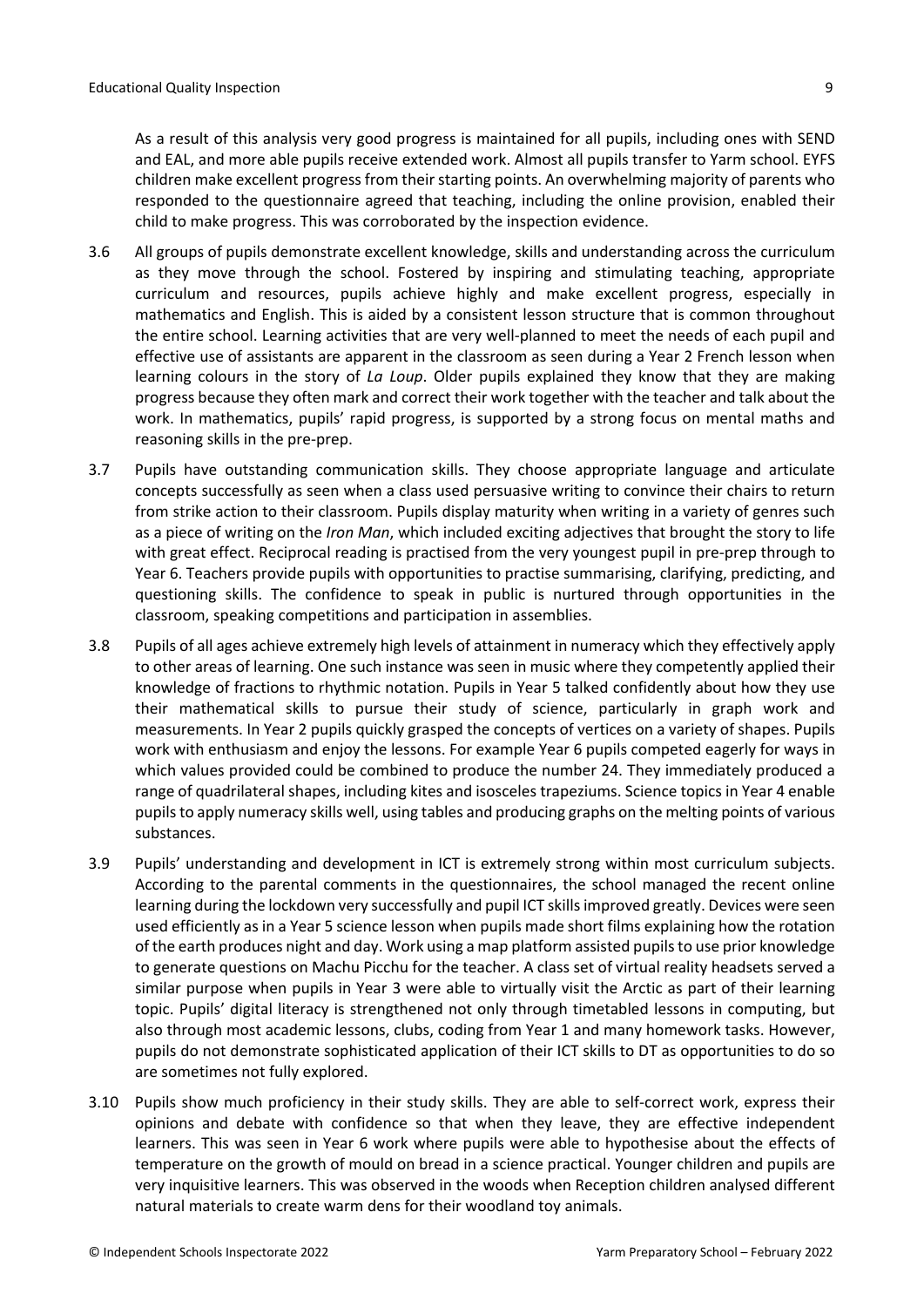As a result of this analysis very good progress is maintained for all pupils, including ones with SEND and EAL, and more able pupils receive extended work. Almost all pupils transfer to Yarm school. EYFS children make excellent progress from their starting points. An overwhelming majority of parents who responded to the questionnaire agreed that teaching, including the online provision, enabled their child to make progress. This was corroborated by the inspection evidence.

3.6 All groups of pupils demonstrate excellent knowledge, skills and understanding across the curriculum as they move through the school. Fostered by inspiring and stimulating teaching, appropriate curriculum and resources, pupils achieve highly and make excellent progress, especially in mathematics and English. This is aided by a consistent lesson structure that is common throughout the entire school. Learning activities that are very well-planned to meet the needs of each pupil and effective use of assistants are apparent in the classroom as seen during a Year 2 French lesson when learning colours in the story of *La Loup*. Older pupils explained they know that they are making progress because they often mark and correct their work together with the teacher and talk about the work. In mathematics, pupils' rapid progress, is supported by a strong focus on mental maths and reasoning skills in the pre-prep.

3.7 Pupils have outstanding communication skills. They choose appropriate language and articulate concepts successfully as seen when a class used persuasive writing to convince their chairs to return from strike action to their classroom. Pupils display maturity when writing in a variety of genres such as a piece of writing on the *Iron Man*, which included exciting adjectives that brought the story to life with great effect. Reciprocal reading is practised from the very youngest pupil in pre-prep through to Year 6. Teachers provide pupils with opportunities to practise summarising, clarifying, predicting, and questioning skills. The confidence to speak in public is nurtured through opportunities in the classroom, speaking competitions and participation in assemblies.

3.8 Pupils of all ages achieve extremely high levels of attainment in numeracy which they effectively apply to other areas of learning. One such instance was seen in music where they competently applied their knowledge of fractions to rhythmic notation. Pupils in Year 5 talked confidently about how they use their mathematical skills to pursue their study of science, particularly in graph work and measurements. In Year 2 pupils quickly grasped the concepts of vertices on a variety of shapes. Pupils work with enthusiasm and enjoy the lessons. For example Year 6 pupils competed eagerly for ways in which values provided could be combined to produce the number 24. They immediately produced a range of quadrilateral shapes, including kites and isosceles trapeziums. Science topics in Year 4 enable pupils to apply numeracy skills well, using tables and producing graphs on the melting points of various substances.

3.9 Pupils' understanding and development in ICT is extremely strong within most curriculum subjects. According to the parental comments in the questionnaires, the school managed the recent online learning during the lockdown very successfully and pupil ICT skills improved greatly. Devices were seen used efficiently as in a Year 5 science lesson when pupils made short films explaining how the rotation of the earth produces night and day. Work using a map platform assisted pupils to use prior knowledge to generate questions on Machu Picchu for the teacher. A class set of virtual reality headsets served a similar purpose when pupils in Year 3 were able to virtually visit the Arctic as part of their learning topic. Pupils' digital literacy is strengthened not only through timetabled lessons in computing, but also through most academic lessons, clubs, coding from Year 1 and many homework tasks. However, pupils do not demonstrate sophisticated application of their ICT skills to DT as opportunities to do so are sometimes not fully explored.

3.10 Pupils show much proficiency in their study skills. They are able to self-correct work, express their opinions and debate with confidence so that when they leave, they are effective independent learners. This was seen in Year 6 work where pupils were able to hypothesise about the effects of temperature on the growth of mould on bread in a science practical. Younger children and pupils are very inquisitive learners. This was observed in the woods when Reception children analysed different natural materials to create warm dens for their woodland toy animals.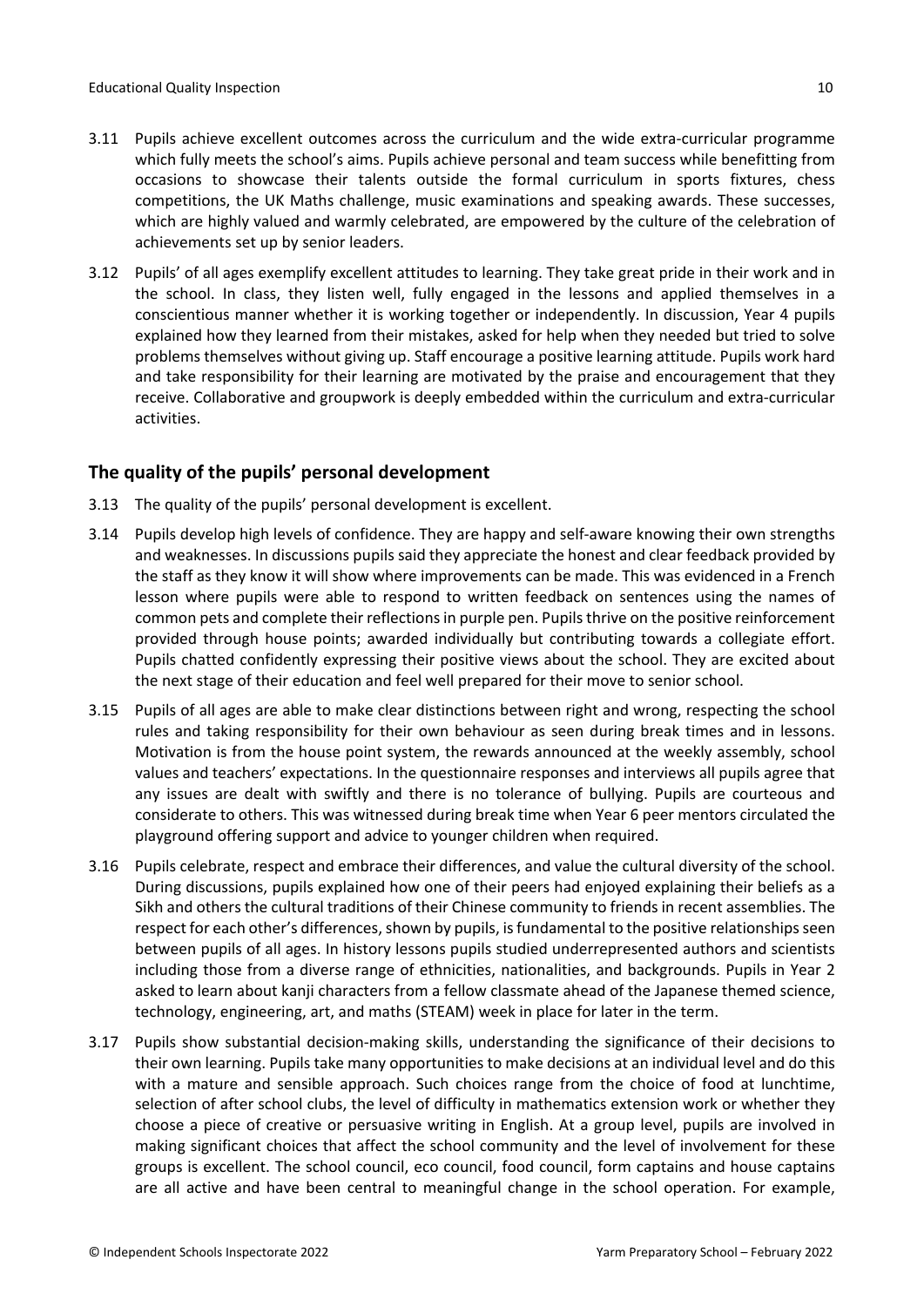3.11 Pupils achieve excellent outcomes across the curriculum and the wide extra-curricular programme which fully meets the school's aims. Pupils achieve personal and team success while benefitting from occasions to showcase their talents outside the formal curriculum in sports fixtures, chess competitions, the UK Maths challenge, music examinations and speaking awards. These successes, which are highly valued and warmly celebrated, are empowered by the culture of the celebration of achievements set up by senior leaders.

3.12 Pupils' of all ages exemplify excellent attitudes to learning. They take great pride in their work and in the school. In class, they listen well, fully engaged in the lessons and applied themselves in a conscientious manner whether it is working together or independently. In discussion, Year 4 pupils explained how they learned from their mistakes, asked for help when they needed but tried to solve problems themselves without giving up. Staff encourage a positive learning attitude. Pupils work hard and take responsibility for their learning are motivated by the praise and encouragement that they receive. Collaborative and groupwork is deeply embedded within the curriculum and extra-curricular activities.

## The quality of the pupils' personal development

3.13 The quality of the pupils' personal development is excellent.

3.14 Pupils develop high levels of confidence. They are happy and self-aware knowing their own strengths and weaknesses. In discussions pupils said they appreciate the honest and clear feedback provided by the staff as they know it will show where improvements can be made. This was evidenced in a French lesson where pupils were able to respond to written feedback on sentences using the names of common pets and complete their reflections in purple pen. Pupils thrive on the positive reinforcement provided through house points; awarded individually but contributing towards a collegiate effort. Pupils chatted confidently expressing their positive views about the school. They are excited about the next stage of their education and feel well prepared for their move to senior school.

3.15 Pupils of all ages are able to make clear distinctions between right and wrong, respecting the school rules and taking responsibility for their own behaviour as seen during break times and in lessons. Motivation is from the house point system, the rewards announced at the weekly assembly, school values and teachers' expectations. In the questionnaire responses and interviews all pupils agree that any issues are dealt with swiftly and there is no tolerance of bullying. Pupils are courteous and considerate to others. This was witnessed during break time when Year 6 peer mentors circulated the playground offering support and advice to younger children when required.

3.16 Pupils celebrate, respect and embrace their differences, and value the cultural diversity of the school. During discussions, pupils explained how one of their peers had enjoyed explaining their beliefs as a Sikh and others the cultural traditions of their Chinese community to friends in recent assemblies. The respect for each other's differences, shown by pupils, is fundamental to the positive relationships seen between pupils of all ages. In history lessons pupils studied underrepresented authors and scientists including those from a diverse range of ethnicities, nationalities, and backgrounds. Pupils in Year 2 asked to learn about kanji characters from a fellow classmate ahead of the Japanese themed science, technology, engineering, art, and maths (STEAM) week in place for later in the term.

3.17 Pupils show substantial decision-making skills, understanding the significance of their decisions to their own learning. Pupils take many opportunities to make decisions at an individual level and do this with a mature and sensible approach. Such choices range from the choice of food at lunchtime, selection of after school clubs, the level of difficulty in mathematics extension work or whether they choose a piece of creative or persuasive writing in English. At a group level, pupils are involved in making significant choices that affect the school community and the level of involvement for these groups is excellent. The school council, eco council, food council, form captains and house captains are all active and have been central to meaningful change in the school operation. For example,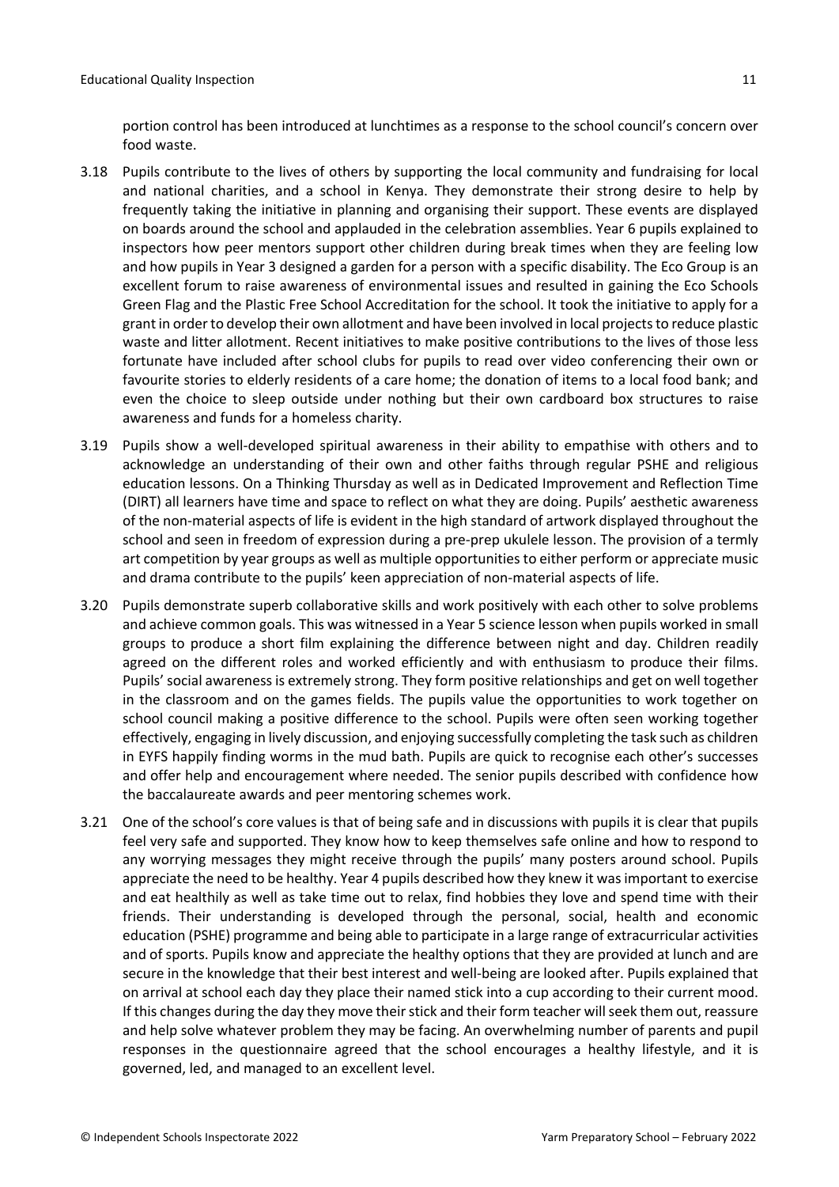portion control has been introduced at lunchtimes as a response to the school council's concern over food waste.

3.18 Pupils contribute to the lives of others by supporting the local community and fundraising for local and national charities, and a school in Kenya. They demonstrate their strong desire to help by frequently taking the initiative in planning and organising their support. These events are displayed on boards around the school and applauded in the celebration assemblies. Year 6 pupils explained to inspectors how peer mentors support other children during break times when they are feeling low and how pupils in Year 3 designed a garden for a person with a specific disability. The Eco Group is an excellent forum to raise awareness of environmental issues and resulted in gaining the Eco Schools Green Flag and the Plastic Free School Accreditation for the school. It took the initiative to apply for a grant in order to develop their own allotment and have been involved in local projects to reduce plastic waste and litter allotment. Recent initiatives to make positive contributions to the lives of those less fortunate have included after school clubs for pupils to read over video conferencing their own or favourite stories to elderly residents of a care home; the donation of items to a local food bank; and even the choice to sleep outside under nothing but their own cardboard box structures to raise awareness and funds for a homeless charity.

3.19 Pupils show a well-developed spiritual awareness in their ability to empathise with others and to acknowledge an understanding of their own and other faiths through regular PSHE and religious education lessons. On a Thinking Thursday as well as in Dedicated Improvement and Reflection Time (DIRT) all learners have time and space to reflect on what they are doing. Pupils' aesthetic awareness of the non-material aspects of life is evident in the high standard of artwork displayed throughout the school and seen in freedom of expression during a pre-prep ukulele lesson. The provision of a termly art competition by year groups as well as multiple opportunities to either perform or appreciate music and drama contribute to the pupils' keen appreciation of non-material aspects of life.

3.20 Pupils demonstrate superb collaborative skills and work positively with each other to solve problems and achieve common goals. This was witnessed in a Year 5 science lesson when pupils worked in small groups to produce a short film explaining the difference between night and day. Children readily agreed on the different roles and worked efficiently and with enthusiasm to produce their films. Pupils' social awareness is extremely strong. They form positive relationships and get on well together in the classroom and on the games fields. The pupils value the opportunities to work together on school council making a positive difference to the school. Pupils were often seen working together effectively, engaging in lively discussion, and enjoying successfully completing the task such as children in EYFS happily finding worms in the mud bath. Pupils are quick to recognise each other's successes and offer help and encouragement where needed. The senior pupils described with confidence how the baccalaureate awards and peer mentoring schemes work.

3.21 One of the school's core values is that of being safe and in discussions with pupils it is clear that pupils feel very safe and supported. They know how to keep themselves safe online and how to respond to any worrying messages they might receive through the pupils' many posters around school. Pupils appreciate the need to be healthy. Year 4 pupils described how they knew it was important to exercise and eat healthily as well as take time out to relax, find hobbies they love and spend time with their friends. Their understanding is developed through the personal, social, health and economic education (PSHE) programme and being able to participate in a large range of extracurricular activities and of sports. Pupils know and appreciate the healthy options that they are provided at lunch and are secure in the knowledge that their best interest and well-being are looked after. Pupils explained that on arrival at school each day they place their named stick into a cup according to their current mood. If this changes during the day they move their stick and their form teacher will seek them out, reassure and help solve whatever problem they may be facing. An overwhelming number of parents and pupil responses in the questionnaire agreed that the school encourages a healthy lifestyle, and it is governed, led, and managed to an excellent level.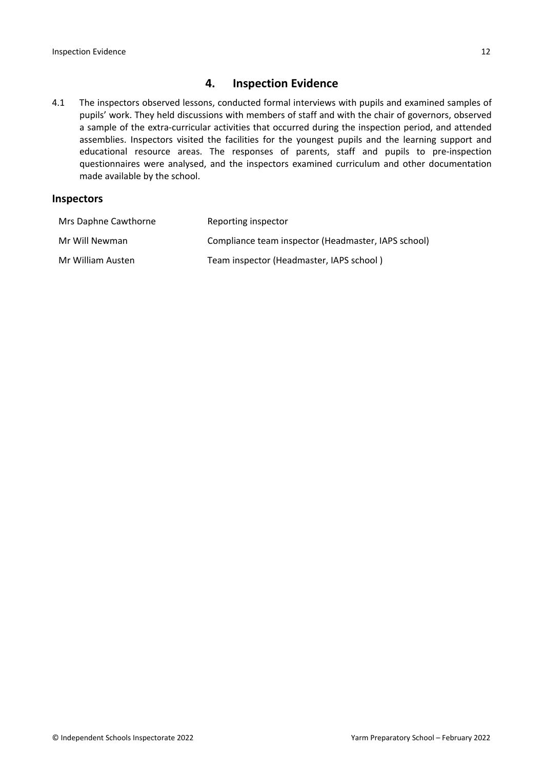## 4. Inspection Evidence

4.1 The inspectors observed lessons, conducted formal interviews with pupils and examined samples of pupils' work. They held discussions with members of staff and with the chair of governors, observed a sample of the extra-curricular activities that occurred during the inspection period, and attended assemblies. Inspectors visited the facilities for the youngest pupils and the learning support and educational resource areas. The responses of parents, staff and pupils to pre-inspection questionnaires were analysed, and the inspectors examined curriculum and other documentation made available by the school.

### Inspectors

| | |
|---|---|
| Mrs Daphne Cawthorne | Reporting inspector |
| Mr Will Newman | Compliance team inspector (Headmaster, IAPS school) |
| Mr William Austen | Team inspector (Headmaster, IAPS school ) |